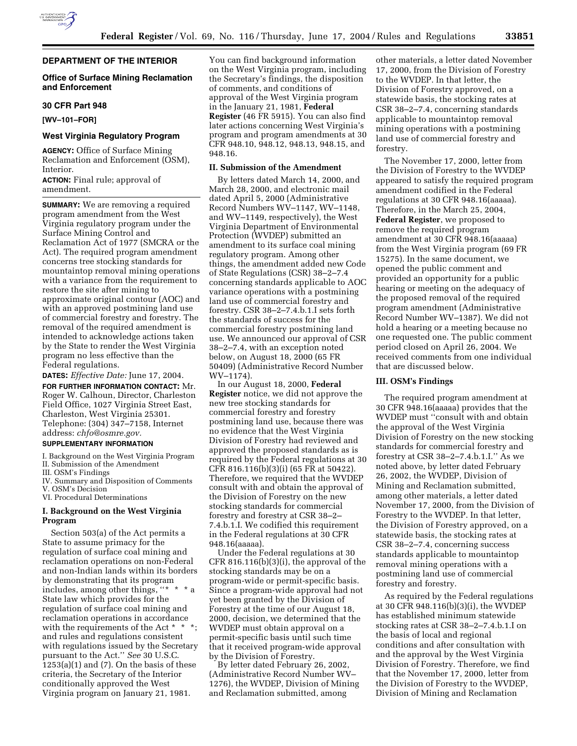**DEPARTMENT OF THE INTERIOR**

**Office of Surface Mining Reclamation and Enforcement**

**30 CFR Part 948**

**[WV–101–FOR]**

**West Virginia Regulatory Program**

**AGENCY:** Office of Surface Mining Reclamation and Enforcement (OSM), Interior.

**ACTION:** Final rule; approval of amendment.

**SUMMARY:** We are removing a required program amendment from the West Virginia regulatory program under the Surface Mining Control and Reclamation Act of 1977 (SMCRA or the Act). The required program amendment concerns tree stocking standards for mountaintop removal mining operations with a variance from the requirement to restore the site after mining to approximate original contour (AOC) and with an approved postmining land use of commercial forestry and forestry. The removal of the required amendment is intended to acknowledge actions taken by the State to render the West Virginia program no less effective than the Federal regulations.

**DATES:** *Effective Date:* June 17, 2004.

**FOR FURTHER INFORMATION CONTACT:** Mr. Roger W. Calhoun, Director, Charleston Field Office, 1027 Virginia Street East, Charleston, West Virginia 25301. Telephone: (304) 347–7158, Internet address: *chfo@osmre.gov.*

**SUPPLEMENTARY INFORMATION**

I. Background on the West Virginia Program
II. Submission of the Amendment
III. OSM's Findings
IV. Summary and Disposition of Comments
V. OSM's Decision
VI. Procedural Determinations

## I. Background on the West Virginia Program

Section 503(a) of the Act permits a State to assume primacy for the regulation of surface coal mining and reclamation operations on non-Federal and non-Indian lands within its borders by demonstrating that its program includes, among other things, "* * * a State law which provides for the regulation of surface coal mining and reclamation operations in accordance with the requirements of the Act * * *; and rules and regulations consistent with regulations issued by the Secretary pursuant to the Act." *See* 30 U.S.C. 1253(a)(1) and (7). On the basis of these criteria, the Secretary of the Interior conditionally approved the West Virginia program on January 21, 1981. You can find background information on the West Virginia program, including the Secretary's findings, the disposition of comments, and conditions of approval of the West Virginia program in the January 21, 1981, **Federal Register** (46 FR 5915). You can also find later actions concerning West Virginia's program and program amendments at 30 CFR 948.10, 948.12, 948.13, 948.15, and 948.16.

## II. Submission of the Amendment

By letters dated March 14, 2000, and March 28, 2000, and electronic mail dated April 5, 2000 (Administrative Record Numbers WV–1147, WV–1148, and WV–1149, respectively), the West Virginia Department of Environmental Protection (WVDEP) submitted an amendment to its surface coal mining regulatory program. Among other things, the amendment added new Code of State Regulations (CSR) 38–2–7.4 concerning standards applicable to AOC variance operations with a postmining land use of commercial forestry and forestry. CSR 38–2–7.4.b.1.I sets forth the standards of success for the commercial forestry postmining land use. We announced our approval of CSR 38–2–7.4, with an exception noted below, on August 18, 2000 (65 FR 50409) (Administrative Record Number WV–1174).

In our August 18, 2000, **Federal Register** notice, we did not approve the new tree stocking standards for commercial forestry and forestry postmining land use, because there was no evidence that the West Virginia Division of Forestry had reviewed and approved the proposed standards as is required by the Federal regulations at 30 CFR 816.116(b)(3)(i) (65 FR at 50422). Therefore, we required that the WVDEP consult with and obtain the approval of the Division of Forestry on the new stocking standards for commercial forestry and forestry at CSR 38–2–7.4.b.1.I. We codified this requirement in the Federal regulations at 30 CFR 948.16(aaaaa).

Under the Federal regulations at 30 CFR 816.116(b)(3)(i), the approval of the stocking standards may be on a program-wide or permit-specific basis. Since a program-wide approval had not yet been granted by the Division of Forestry at the time of our August 18, 2000, decision, we determined that the WVDEP must obtain approval on a permit-specific basis until such time that it received program-wide approval by the Division of Forestry.

By letter dated February 26, 2002, (Administrative Record Number WV–1276), the WVDEP, Division of Mining and Reclamation submitted, among other materials, a letter dated November 17, 2000, from the Division of Forestry to the WVDEP. In that letter, the Division of Forestry approved, on a statewide basis, the stocking rates at CSR 38–2–7.4, concerning standards applicable to mountaintop removal mining operations with a postmining land use of commercial forestry and forestry.

The November 17, 2000, letter from the Division of Forestry to the WVDEP appeared to satisfy the required program amendment codified in the Federal regulations at 30 CFR 948.16(aaaaa). Therefore, in the March 25, 2004, **Federal Register**, we proposed to remove the required program amendment at 30 CFR 948.16(aaaaa) from the West Virginia program (69 FR 15275). In the same document, we opened the public comment and provided an opportunity for a public hearing or meeting on the adequacy of the proposed removal of the required program amendment (Administrative Record Number WV–1387). We did not hold a hearing or a meeting because no one requested one. The public comment period closed on April 26, 2004. We received comments from one individual that are discussed below.

## III. OSM's Findings

The required program amendment at 30 CFR 948.16(aaaaa) provides that the WVDEP must "consult with and obtain the approval of the West Virginia Division of Forestry on the new stocking standards for commercial forestry and forestry at CSR 38–2–7.4.b.1.I." As we noted above, by letter dated February 26, 2002, the WVDEP, Division of Mining and Reclamation submitted, among other materials, a letter dated November 17, 2000, from the Division of Forestry to the WVDEP. In that letter, the Division of Forestry approved, on a statewide basis, the stocking rates at CSR 38–2–7.4, concerning success standards applicable to mountaintop removal mining operations with a postmining land use of commercial forestry and forestry.

As required by the Federal regulations at 30 CFR 948.116(b)(3)(i), the WVDEP has established minimum statewide stocking rates at CSR 38–2–7.4.b.1.I on the basis of local and regional conditions and after consultation with and the approval by the West Virginia Division of Forestry. Therefore, we find that the November 17, 2000, letter from the Division of Forestry to the WVDEP, Division of Mining and Reclamation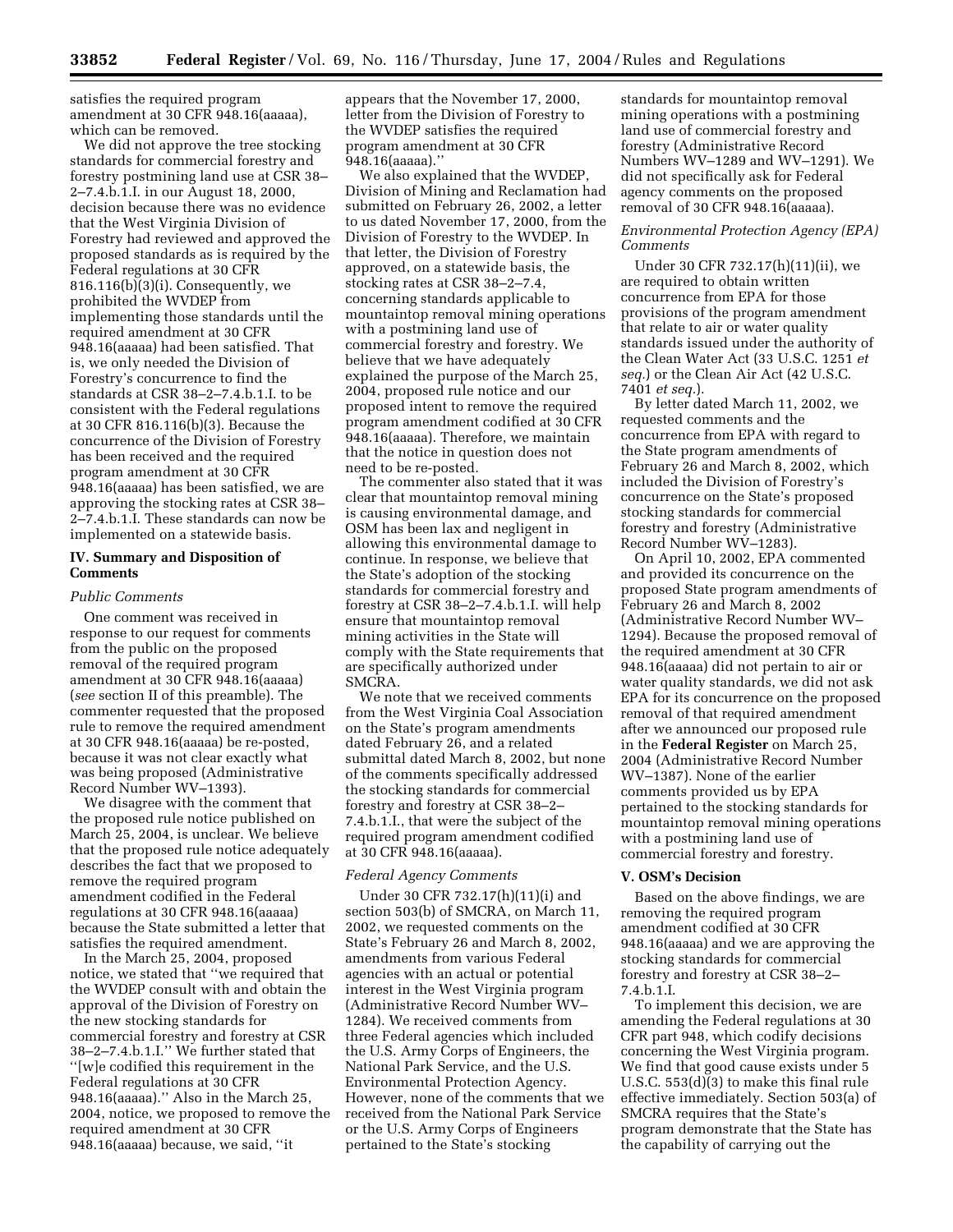satisfies the required program amendment at 30 CFR 948.16(aaaaa), which can be removed.

We did not approve the tree stocking standards for commercial forestry and forestry postmining land use at CSR 38–2–7.4.b.1.I. in our August 18, 2000, decision because there was no evidence that the West Virginia Division of Forestry had reviewed and approved the proposed standards as is required by the Federal regulations at 30 CFR 816.116(b)(3)(i). Consequently, we prohibited the WVDEP from implementing those standards until the required amendment at 30 CFR 948.16(aaaaa) had been satisfied. That is, we only needed the Division of Forestry's concurrence to find the standards at CSR 38–2–7.4.b.1.I. to be consistent with the Federal regulations at 30 CFR 816.116(b)(3). Because the concurrence of the Division of Forestry has been received and the required program amendment at 30 CFR 948.16(aaaaa) has been satisfied, we are approving the stocking rates at CSR 38–2–7.4.b.1.I. These standards can now be implemented on a statewide basis.

## IV. Summary and Disposition of Comments

*Public Comments*

One comment was received in response to our request for comments from the public on the proposed removal of the required program amendment at 30 CFR 948.16(aaaaa) (*see* section II of this preamble). The commenter requested that the proposed rule to remove the required amendment at 30 CFR 948.16(aaaaa) be re-posted, because it was not clear exactly what was being proposed (Administrative Record Number WV–1393).

We disagree with the comment that the proposed rule notice published on March 25, 2004, is unclear. We believe that the proposed rule notice adequately describes the fact that we proposed to remove the required program amendment codified in the Federal regulations at 30 CFR 948.16(aaaaa) because the State submitted a letter that satisfies the required amendment.

In the March 25, 2004, proposed notice, we stated that ''we required that the WVDEP consult with and obtain the approval of the Division of Forestry on the new stocking standards for commercial forestry and forestry at CSR 38–2–7.4.b.1.I.'' We further stated that ''[w]e codified this requirement in the Federal regulations at 30 CFR 948.16(aaaaa).'' Also in the March 25, 2004, notice, we proposed to remove the required amendment at 30 CFR 948.16(aaaaa) because, we said, ''it appears that the November 17, 2000, letter from the Division of Forestry to the WVDEP satisfies the required program amendment at 30 CFR 948.16(aaaaa).''

We also explained that the WVDEP, Division of Mining and Reclamation had submitted on February 26, 2002, a letter to us dated November 17, 2000, from the Division of Forestry to the WVDEP. In that letter, the Division of Forestry approved, on a statewide basis, the stocking rates at CSR 38–2–7.4, concerning standards applicable to mountaintop removal mining operations with a postmining land use of commercial forestry and forestry. We believe that we have adequately explained the purpose of the March 25, 2004, proposed rule notice and our proposed intent to remove the required program amendment codified at 30 CFR 948.16(aaaaa). Therefore, we maintain that the notice in question does not need to be re-posted.

The commenter also stated that it was clear that mountaintop removal mining is causing environmental damage, and OSM has been lax and negligent in allowing this environmental damage to continue. In response, we believe that the State's adoption of the stocking standards for commercial forestry and forestry at CSR 38–2–7.4.b.1.I. will help ensure that mountaintop removal mining activities in the State will comply with the State requirements that are specifically authorized under SMCRA.

We note that we received comments from the West Virginia Coal Association on the State's program amendments dated February 26, and a related submittal dated March 8, 2002, but none of the comments specifically addressed the stocking standards for commercial forestry and forestry at CSR 38–2–7.4.b.1.I., that were the subject of the required program amendment codified at 30 CFR 948.16(aaaaa).

*Federal Agency Comments*

Under 30 CFR 732.17(h)(11)(i) and section 503(b) of SMCRA, on March 11, 2002, we requested comments on the State's February 26 and March 8, 2002, amendments from various Federal agencies with an actual or potential interest in the West Virginia program (Administrative Record Number WV–1284). We received comments from three Federal agencies which included the U.S. Army Corps of Engineers, the National Park Service, and the U.S. Environmental Protection Agency. However, none of the comments that we received from the National Park Service or the U.S. Army Corps of Engineers pertained to the State's stocking standards for mountaintop removal mining operations with a postmining land use of commercial forestry and forestry (Administrative Record Numbers WV–1289 and WV–1291). We did not specifically ask for Federal agency comments on the proposed removal of 30 CFR 948.16(aaaaa).

*Environmental Protection Agency (EPA) Comments*

Under 30 CFR 732.17(h)(11)(ii), we are required to obtain written concurrence from EPA for those provisions of the program amendment that relate to air or water quality standards issued under the authority of the Clean Water Act (33 U.S.C. 1251 *et seq.*) or the Clean Air Act (42 U.S.C. 7401 *et seq.*).

By letter dated March 11, 2002, we requested comments and the concurrence from EPA with regard to the State program amendments of February 26 and March 8, 2002, which included the Division of Forestry's concurrence on the State's proposed stocking standards for commercial forestry and forestry (Administrative Record Number WV–1283).

On April 10, 2002, EPA commented and provided its concurrence on the proposed State program amendments of February 26 and March 8, 2002 (Administrative Record Number WV–1294). Because the proposed removal of the required amendment at 30 CFR 948.16(aaaaa) did not pertain to air or water quality standards, we did not ask EPA for its concurrence on the proposed removal of that required amendment after we announced our proposed rule in the **Federal Register** on March 25, 2004 (Administrative Record Number WV–1387). None of the earlier comments provided us by EPA pertained to the stocking standards for mountaintop removal mining operations with a postmining land use of commercial forestry and forestry.

## V. OSM's Decision

Based on the above findings, we are removing the required program amendment codified at 30 CFR 948.16(aaaaa) and we are approving the stocking standards for commercial forestry and forestry at CSR 38–2–7.4.b.1.I.

To implement this decision, we are amending the Federal regulations at 30 CFR part 948, which codify decisions concerning the West Virginia program. We find that good cause exists under 5 U.S.C. 553(d)(3) to make this final rule effective immediately. Section 503(a) of SMCRA requires that the State's program demonstrate that the State has the capability of carrying out the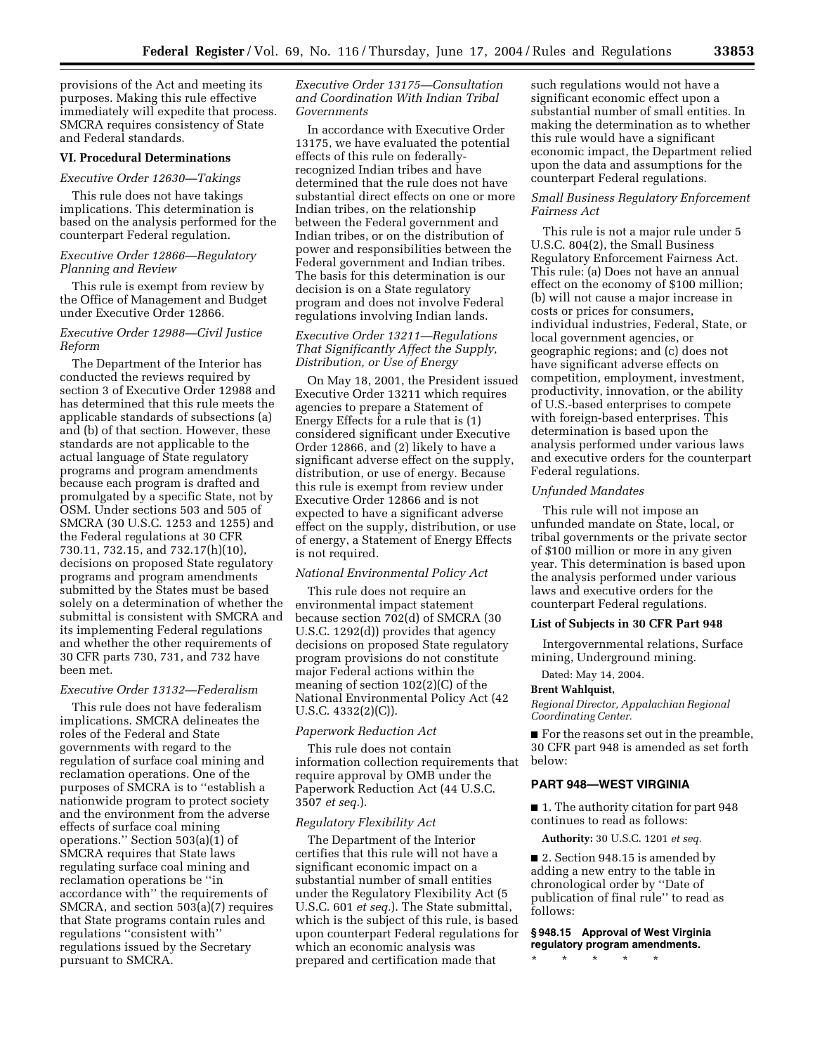provisions of the Act and meeting its purposes. Making this rule effective immediately will expedite that process. SMCRA requires consistency of State and Federal standards.

## VI. Procedural Determinations

*Executive Order 12630—Takings*

This rule does not have takings implications. This determination is based on the analysis performed for the counterpart Federal regulation.

*Executive Order 12866—Regulatory Planning and Review*

This rule is exempt from review by the Office of Management and Budget under Executive Order 12866.

*Executive Order 12988—Civil Justice Reform*

The Department of the Interior has conducted the reviews required by section 3 of Executive Order 12988 and has determined that this rule meets the applicable standards of subsections (a) and (b) of that section. However, these standards are not applicable to the actual language of State regulatory programs and program amendments because each program is drafted and promulgated by a specific State, not by OSM. Under sections 503 and 505 of SMCRA (30 U.S.C. 1253 and 1255) and the Federal regulations at 30 CFR 730.11, 732.15, and 732.17(h)(10), decisions on proposed State regulatory programs and program amendments submitted by the States must be based solely on a determination of whether the submittal is consistent with SMCRA and its implementing Federal regulations and whether the other requirements of 30 CFR parts 730, 731, and 732 have been met.

*Executive Order 13132—Federalism*

This rule does not have federalism implications. SMCRA delineates the roles of the Federal and State governments with regard to the regulation of surface coal mining and reclamation operations. One of the purposes of SMCRA is to "establish a nationwide program to protect society and the environment from the adverse effects of surface coal mining operations." Section 503(a)(1) of SMCRA requires that State laws regulating surface coal mining and reclamation operations be "in accordance with" the requirements of SMCRA, and section 503(a)(7) requires that State programs contain rules and regulations "consistent with" regulations issued by the Secretary pursuant to SMCRA.

*Executive Order 13175—Consultation and Coordination With Indian Tribal Governments*

In accordance with Executive Order 13175, we have evaluated the potential effects of this rule on federally-recognized Indian tribes and have determined that the rule does not have substantial direct effects on one or more Indian tribes, on the relationship between the Federal government and Indian tribes, or on the distribution of power and responsibilities between the Federal government and Indian tribes. The basis for this determination is our decision is on a State regulatory program and does not involve Federal regulations involving Indian lands.

*Executive Order 13211—Regulations That Significantly Affect the Supply, Distribution, or Use of Energy*

On May 18, 2001, the President issued Executive Order 13211 which requires agencies to prepare a Statement of Energy Effects for a rule that is (1) considered significant under Executive Order 12866, and (2) likely to have a significant adverse effect on the supply, distribution, or use of energy. Because this rule is exempt from review under Executive Order 12866 and is not expected to have a significant adverse effect on the supply, distribution, or use of energy, a Statement of Energy Effects is not required.

*National Environmental Policy Act*

This rule does not require an environmental impact statement because section 702(d) of SMCRA (30 U.S.C. 1292(d)) provides that agency decisions on proposed State regulatory program provisions do not constitute major Federal actions within the meaning of section 102(2)(C) of the National Environmental Policy Act (42 U.S.C. 4332(2)(C)).

*Paperwork Reduction Act*

This rule does not contain information collection requirements that require approval by OMB under the Paperwork Reduction Act (44 U.S.C. 3507 *et seq.*).

*Regulatory Flexibility Act*

The Department of the Interior certifies that this rule will not have a significant economic impact on a substantial number of small entities under the Regulatory Flexibility Act (5 U.S.C. 601 *et seq.*). The State submittal, which is the subject of this rule, is based upon counterpart Federal regulations for which an economic analysis was prepared and certification made that such regulations would not have a significant economic effect upon a substantial number of small entities. In making the determination as to whether this rule would have a significant economic impact, the Department relied upon the data and assumptions for the counterpart Federal regulations.

*Small Business Regulatory Enforcement Fairness Act*

This rule is not a major rule under 5 U.S.C. 804(2), the Small Business Regulatory Enforcement Fairness Act. This rule: (a) Does not have an annual effect on the economy of $100 million; (b) will not cause a major increase in costs or prices for consumers, individual industries, Federal, State, or local government agencies, or geographic regions; and (c) does not have significant adverse effects on competition, employment, investment, productivity, innovation, or the ability of U.S.-based enterprises to compete with foreign-based enterprises. This determination is based upon the analysis performed under various laws and executive orders for the counterpart Federal regulations.

*Unfunded Mandates*

This rule will not impose an unfunded mandate on State, local, or tribal governments or the private sector of $100 million or more in any given year. This determination is based upon the analysis performed under various laws and executive orders for the counterpart Federal regulations.

### List of Subjects in 30 CFR Part 948

Intergovernmental relations, Surface mining, Underground mining.

Dated: May 14, 2004.

**Brent Wahlquist,**

*Regional Director, Appalachian Regional Coordinating Center.*

■ For the reasons set out in the preamble, 30 CFR part 948 is amended as set forth below:

## PART 948—WEST VIRGINIA

■ 1. The authority citation for part 948 continues to read as follows:

**Authority:** 30 U.S.C. 1201 *et seq.*

■ 2. Section 948.15 is amended by adding a new entry to the table in chronological order by "Date of publication of final rule" to read as follows:

### § 948.15 Approval of West Virginia regulatory program amendments.

\* \* \* \* \*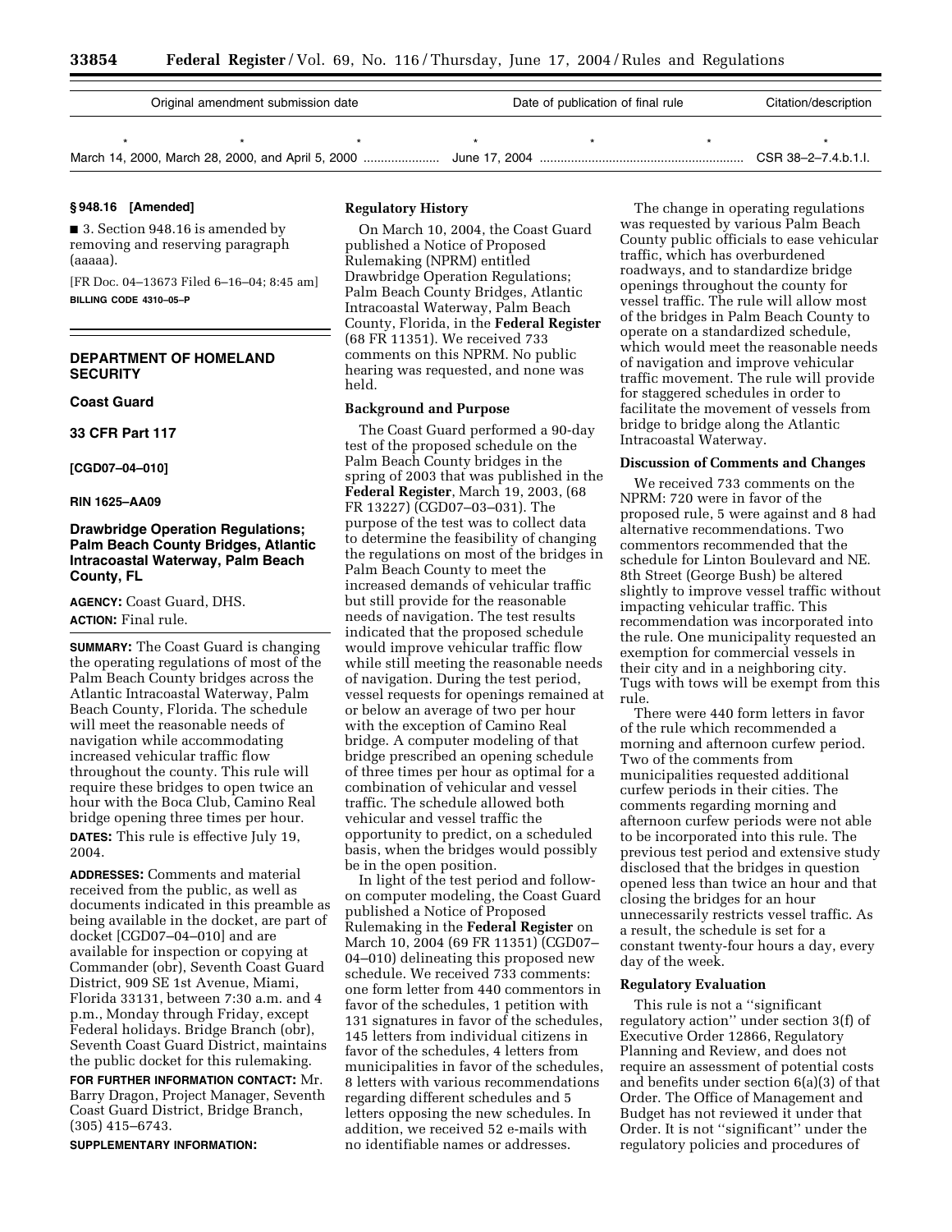| Original amendment submission date | Date of publication of final rule | Citation/description |
| --- | --- | --- |
| * * * | * * | * * |
| March 14, 2000, March 28, 2000, and April 5, 2000 ...................... | June 17, 2004 .......................................................... | CSR 38–2–7.4.b.1.l. |

**§ 948.16 [Amended]**

■ 3. Section 948.16 is amended by removing and reserving paragraph (aaaaa).

[FR Doc. 04–13673 Filed 6–16–04; 8:45 am]

**BILLING CODE 4310–05–P**

## DEPARTMENT OF HOMELAND SECURITY

### Coast Guard

### 33 CFR Part 117

### [CGD07–04–010]

### RIN 1625–AA09

## Drawbridge Operation Regulations; Palm Beach County Bridges, Atlantic Intracoastal Waterway, Palm Beach County, FL

**AGENCY:** Coast Guard, DHS.

**ACTION:** Final rule.

**SUMMARY:** The Coast Guard is changing the operating regulations of most of the Palm Beach County bridges across the Atlantic Intracoastal Waterway, Palm Beach County, Florida. The schedule will meet the reasonable needs of navigation while accommodating increased vehicular traffic flow throughout the county. This rule will require these bridges to open twice an hour with the Boca Club, Camino Real bridge opening three times per hour.

**DATES:** This rule is effective July 19, 2004.

**ADDRESSES:** Comments and material received from the public, as well as documents indicated in this preamble as being available in the docket, are part of docket [CGD07–04–010] and are available for inspection or copying at Commander (obr), Seventh Coast Guard District, 909 SE 1st Avenue, Miami, Florida 33131, between 7:30 a.m. and 4 p.m., Monday through Friday, except Federal holidays. Bridge Branch (obr), Seventh Coast Guard District, maintains the public docket for this rulemaking.

**FOR FURTHER INFORMATION CONTACT:** Mr. Barry Dragon, Project Manager, Seventh Coast Guard District, Bridge Branch, (305) 415–6743.

**SUPPLEMENTARY INFORMATION:**

**Regulatory History**

On March 10, 2004, the Coast Guard published a Notice of Proposed Rulemaking (NPRM) entitled Drawbridge Operation Regulations; Palm Beach County Bridges, Atlantic Intracoastal Waterway, Palm Beach County, Florida, in the **Federal Register** (68 FR 11351). We received 733 comments on this NPRM. No public hearing was requested, and none was held.

**Background and Purpose**

The Coast Guard performed a 90-day test of the proposed schedule on the Palm Beach County bridges in the spring of 2003 that was published in the **Federal Register**, March 19, 2003, (68 FR 13227) (CGD07–03–031). The purpose of the test was to collect data to determine the feasibility of changing the regulations on most of the bridges in Palm Beach County to meet the increased demands of vehicular traffic but still provide for the reasonable needs of navigation. The test results indicated that the proposed schedule would improve vehicular traffic flow while still meeting the reasonable needs of navigation. During the test period, vessel requests for openings remained at or below an average of two per hour with the exception of Camino Real bridge. A computer modeling of that bridge prescribed an opening schedule of three times per hour as optimal for a combination of vehicular and vessel traffic. The schedule allowed both vehicular and vessel traffic the opportunity to predict, on a scheduled basis, when the bridges would possibly be in the open position.

In light of the test period and follow-on computer modeling, the Coast Guard published a Notice of Proposed Rulemaking in the **Federal Register** on March 10, 2004 (69 FR 11351) (CGD07–04–010) delineating this proposed new schedule. We received 733 comments: one form letter from 440 commentors in favor of the schedules, 1 petition with 131 signatures in favor of the schedules, 145 letters from individual citizens in favor of the schedules, 4 letters from municipalities in favor of the schedules, 8 letters with various recommendations regarding different schedules and 5 letters opposing the new schedules. In addition, we received 52 e-mails with no identifiable names or addresses.

The change in operating regulations was requested by various Palm Beach County public officials to ease vehicular traffic, which has overburdened roadways, and to standardize bridge openings throughout the county for vessel traffic. The rule will allow most of the bridges in Palm Beach County to operate on a standardized schedule, which would meet the reasonable needs of navigation and improve vehicular traffic movement. The rule will provide for staggered schedules in order to facilitate the movement of vessels from bridge to bridge along the Atlantic Intracoastal Waterway.

**Discussion of Comments and Changes**

We received 733 comments on the NPRM: 720 were in favor of the proposed rule, 5 were against and 8 had alternative recommendations. Two commentors recommended that the schedule for Linton Boulevard and NE. 8th Street (George Bush) be altered slightly to improve vessel traffic without impacting vehicular traffic. This recommendation was incorporated into the rule. One municipality requested an exemption for commercial vessels in their city and in a neighboring city. Tugs with tows will be exempt from this rule.

There were 440 form letters in favor of the rule which recommended a morning and afternoon curfew period. Two of the comments from municipalities requested additional curfew periods in their cities. The comments regarding morning and afternoon curfew periods were not able to be incorporated into this rule. The previous test period and extensive study disclosed that the bridges in question opened less than twice an hour and that closing the bridges for an hour unnecessarily restricts vessel traffic. As a result, the schedule is set for a constant twenty-four hours a day, every day of the week.

**Regulatory Evaluation**

This rule is not a ''significant regulatory action'' under section 3(f) of Executive Order 12866, Regulatory Planning and Review, and does not require an assessment of potential costs and benefits under section 6(a)(3) of that Order. The Office of Management and Budget has not reviewed it under that Order. It is not ''significant'' under the regulatory policies and procedures of